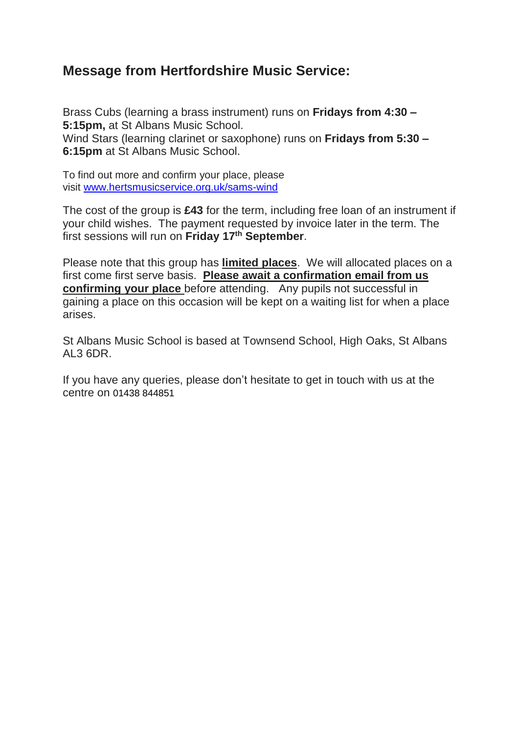## Message from Hertfordshire Music Service:

Brass Cubs (learning a brass instrument) runs on **Fridays from 4:30 – 5:15pm,** at St Albans Music School.
Wind Stars (learning clarinet or saxophone) runs on **Fridays from 5:30 – 6:15pm** at St Albans Music School.

To find out more and confirm your place, please visit [www.hertsmusicservice.org.uk/sams-wind](www.hertsmusicservice.org.uk/sams-wind)

The cost of the group is **£43** for the term, including free loan of an instrument if your child wishes. The payment requested by invoice later in the term. The first sessions will run on **Friday 17th September**.

Please note that this group has **limited places**. We will allocated places on a first come first serve basis. **Please await a confirmation email from us confirming your place** before attending. Any pupils not successful in gaining a place on this occasion will be kept on a waiting list for when a place arises.

St Albans Music School is based at Townsend School, High Oaks, St Albans AL3 6DR.

If you have any queries, please don't hesitate to get in touch with us at the centre on 01438 844851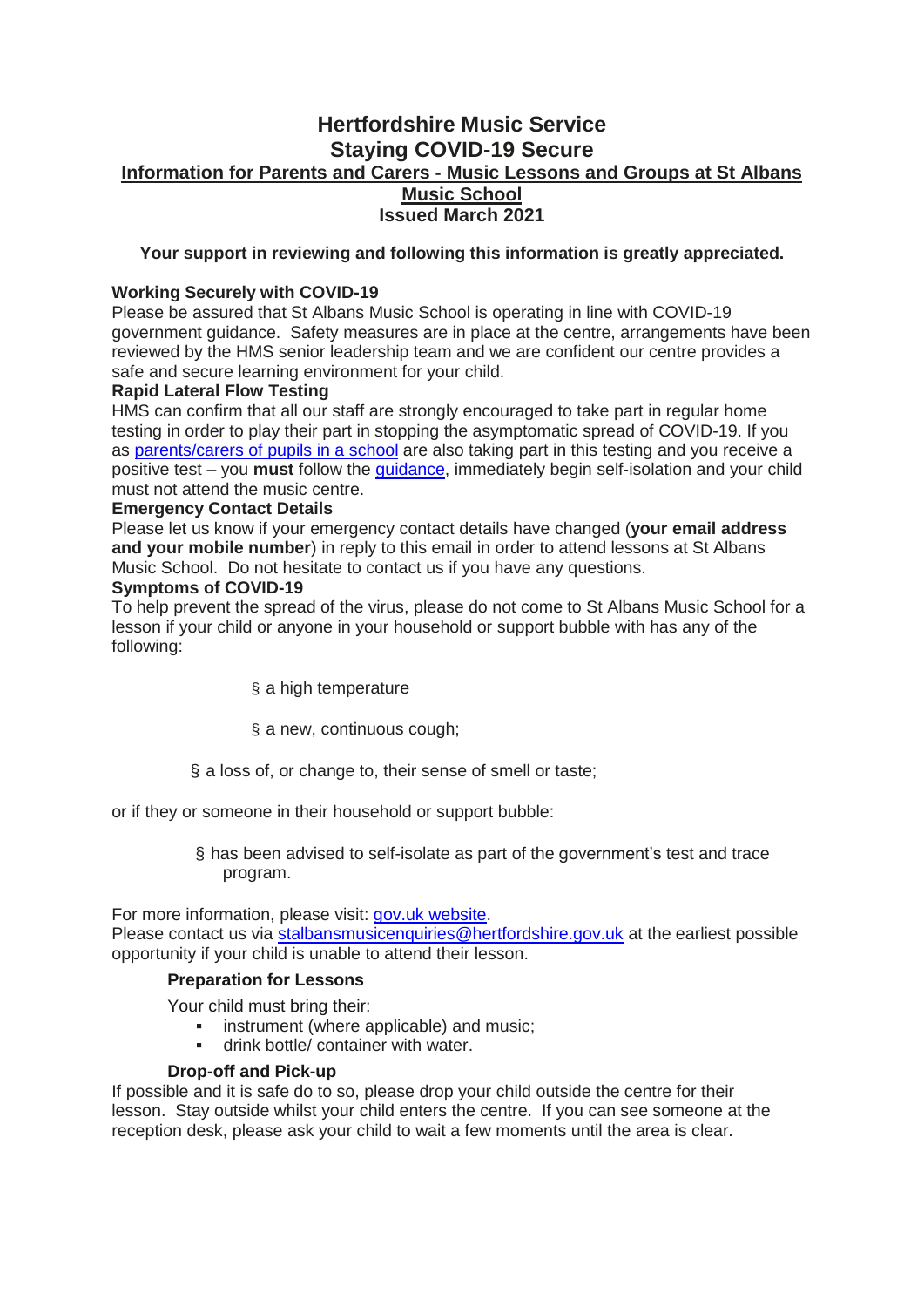# Hertfordshire Music Service
# Staying COVID-19 Secure

## Information for Parents and Carers - Music Lessons and Groups at St Albans Music School

## Issued March 2021

**Your support in reviewing and following this information is greatly appreciated.**

**Working Securely with COVID-19**

Please be assured that St Albans Music School is operating in line with COVID-19 government guidance. Safety measures are in place at the centre, arrangements have been reviewed by the HMS senior leadership team and we are confident our centre provides a safe and secure learning environment for your child.

**Rapid Lateral Flow Testing**

HMS can confirm that all our staff are strongly encouraged to take part in regular home testing in order to play their part in stopping the asymptomatic spread of COVID-19. If you as parents/carers of pupils in a school are also taking part in this testing and you receive a positive test – you **must** follow the guidance, immediately begin self-isolation and your child must not attend the music centre.

**Emergency Contact Details**

Please let us know if your emergency contact details have changed (**your email address and your mobile number**) in reply to this email in order to attend lessons at St Albans Music School. Do not hesitate to contact us if you have any questions.

**Symptoms of COVID-19**

To help prevent the spread of the virus, please do not come to St Albans Music School for a lesson if your child or anyone in your household or support bubble with has any of the following:

- a high temperature
- a new, continuous cough;
- a loss of, or change to, their sense of smell or taste;

or if they or someone in their household or support bubble:

- has been advised to self-isolate as part of the government's test and trace program.

For more information, please visit: gov.uk website.

Please contact us via stalbansmusicenquiries@hertfordshire.gov.uk at the earliest possible opportunity if your child is unable to attend their lesson.

**Preparation for Lessons**

Your child must bring their:

- instrument (where applicable) and music;
- drink bottle/ container with water.

**Drop-off and Pick-up**

If possible and it is safe do to so, please drop your child outside the centre for their lesson. Stay outside whilst your child enters the centre. If you can see someone at the reception desk, please ask your child to wait a few moments until the area is clear.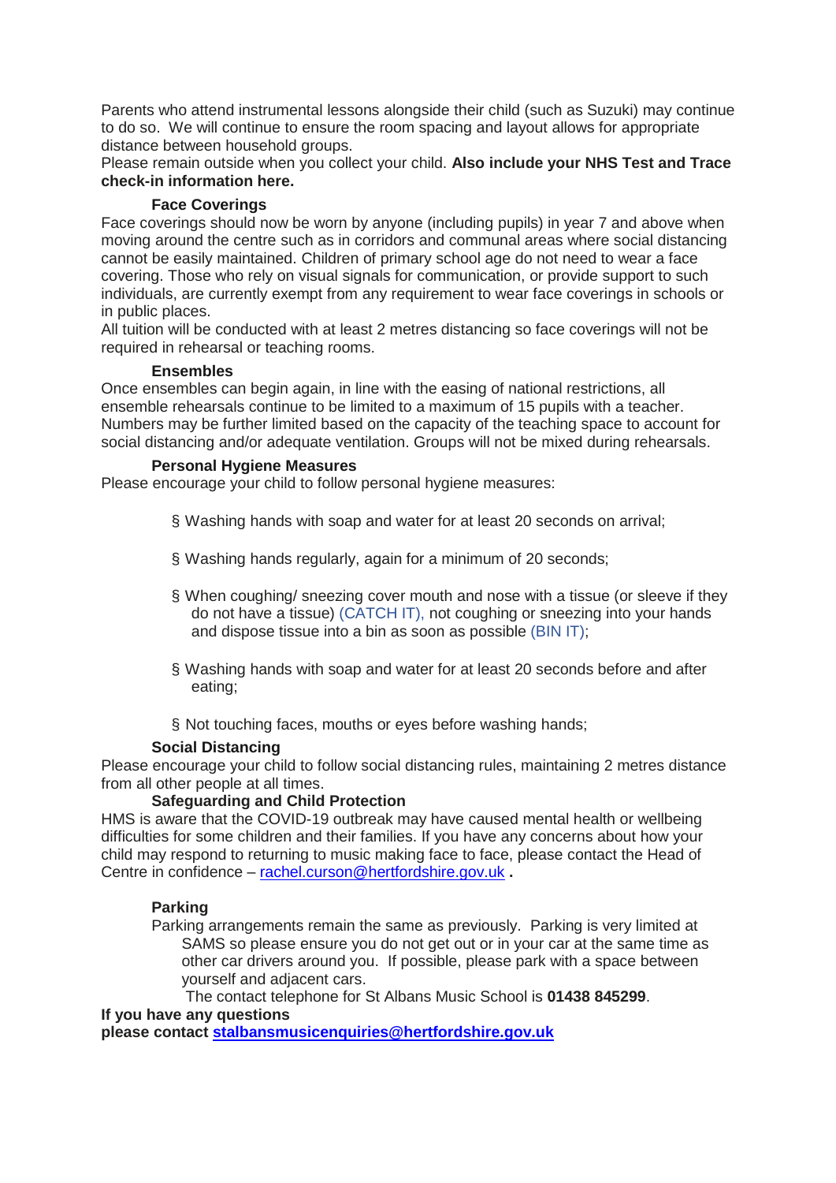Parents who attend instrumental lessons alongside their child (such as Suzuki) may continue to do so. We will continue to ensure the room spacing and layout allows for appropriate distance between household groups.

Please remain outside when you collect your child. **Also include your NHS Test and Trace check-in information here.**

### Face Coverings

Face coverings should now be worn by anyone (including pupils) in year 7 and above when moving around the centre such as in corridors and communal areas where social distancing cannot be easily maintained. Children of primary school age do not need to wear a face covering. Those who rely on visual signals for communication, or provide support to such individuals, are currently exempt from any requirement to wear face coverings in schools or in public places.

All tuition will be conducted with at least 2 metres distancing so face coverings will not be required in rehearsal or teaching rooms.

### Ensembles

Once ensembles can begin again, in line with the easing of national restrictions, all ensemble rehearsals continue to be limited to a maximum of 15 pupils with a teacher. Numbers may be further limited based on the capacity of the teaching space to account for social distancing and/or adequate ventilation. Groups will not be mixed during rehearsals.

### Personal Hygiene Measures

Please encourage your child to follow personal hygiene measures:

- Washing hands with soap and water for at least 20 seconds on arrival;
- Washing hands regularly, again for a minimum of 20 seconds;
- When coughing/ sneezing cover mouth and nose with a tissue (or sleeve if they do not have a tissue) (CATCH IT), not coughing or sneezing into your hands and dispose tissue into a bin as soon as possible (BIN IT);
- Washing hands with soap and water for at least 20 seconds before and after eating;
- Not touching faces, mouths or eyes before washing hands;

### Social Distancing

Please encourage your child to follow social distancing rules, maintaining 2 metres distance from all other people at all times.

### Safeguarding and Child Protection

HMS is aware that the COVID-19 outbreak may have caused mental health or wellbeing difficulties for some children and their families. If you have any concerns about how your child may respond to returning to music making face to face, please contact the Head of Centre in confidence – rachel.curson@hertfordshire.gov.uk **.**

### Parking

Parking arrangements remain the same as previously. Parking is very limited at SAMS so please ensure you do not get out or in your car at the same time as other car drivers around you. If possible, please park with a space between yourself and adjacent cars.

The contact telephone for St Albans Music School is **01438 845299**.

**If you have any questions please contact stalbansmusicenquiries@hertfordshire.gov.uk**